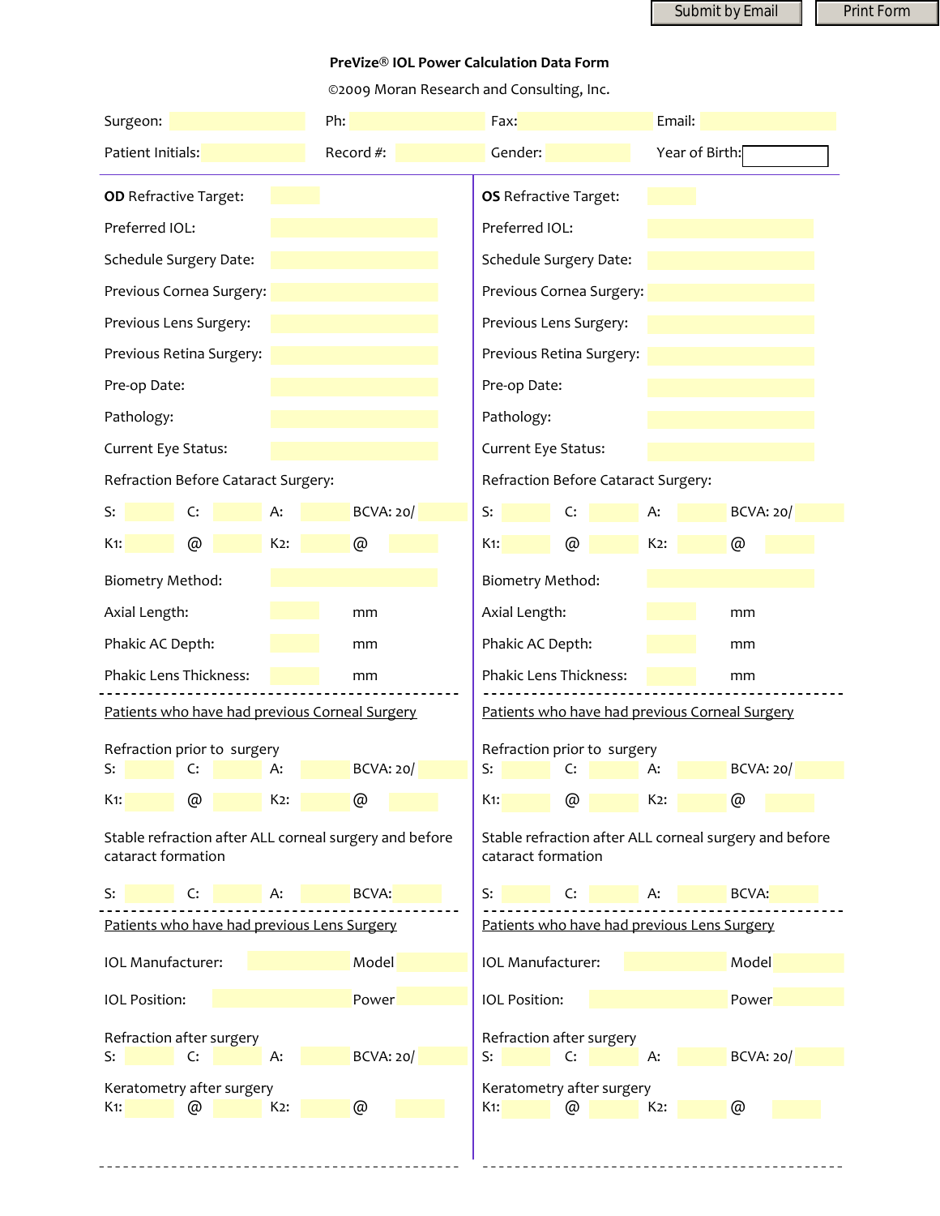Submit by Email | Print Form

# PreVize® IOL Power Calculation Data Form

©2009 Moran Research and Consulting, Inc.

Surgeon: ______ Ph: ______ Fax: ______ Email: ______

Patient Initials: ______ Record #: ______ Gender: ______ Year of Birth: ______

## OD

**OD** Refractive Target:

Preferred IOL:

Schedule Surgery Date:

Previous Cornea Surgery:

Previous Lens Surgery:

Previous Retina Surgery:

Pre-op Date:

Pathology:

Current Eye Status:

Refraction Before Cataract Surgery:

S: ______ C: ______ A: ______ BCVA: 20/ ______

K1: ______ @ ______ K2: ______ @ ______

Biometry Method:

Axial Length: ______ mm

Phakic AC Depth: ______ mm

Phakic Lens Thickness: ______ mm

---

Patients who have had previous Corneal Surgery

Refraction prior to surgery

S: ______ C: ______ A: ______ BCVA: 20/ ______

K1: ______ @ ______ K2: ______ @ ______

Stable refraction after ALL corneal surgery and before cataract formation

S: ______ C: ______ A: ______ BCVA: ______

---

Patients who have had previous Lens Surgery

IOL Manufacturer: ______ Model ______

IOL Position: ______ Power ______

Refraction after surgery

S: ______ C: ______ A: ______ BCVA: 20/ ______

Keratometry after surgery

K1: ______ @ ______ K2: ______ @ ______

---

## OS

**OS** Refractive Target:

Preferred IOL:

Schedule Surgery Date:

Previous Cornea Surgery:

Previous Lens Surgery:

Previous Retina Surgery:

Pre-op Date:

Pathology:

Current Eye Status:

Refraction Before Cataract Surgery:

S: ______ C: ______ A: ______ BCVA: 20/ ______

K1: ______ @ ______ K2: ______ @ ______

Biometry Method:

Axial Length: ______ mm

Phakic AC Depth: ______ mm

Phakic Lens Thickness: ______ mm

---

Patients who have had previous Corneal Surgery

Refraction prior to surgery

S: ______ C: ______ A: ______ BCVA: 20/ ______

K1: ______ @ ______ K2: ______ @ ______

Stable refraction after ALL corneal surgery and before cataract formation

S: ______ C: ______ A: ______ BCVA: ______

---

Patients who have had previous Lens Surgery

IOL Manufacturer: ______ Model ______

IOL Position: ______ Power ______

Refraction after surgery

S: ______ C: ______ A: ______ BCVA: 20/ ______

Keratometry after surgery

K1: ______ @ ______ K2: ______ @ ______

---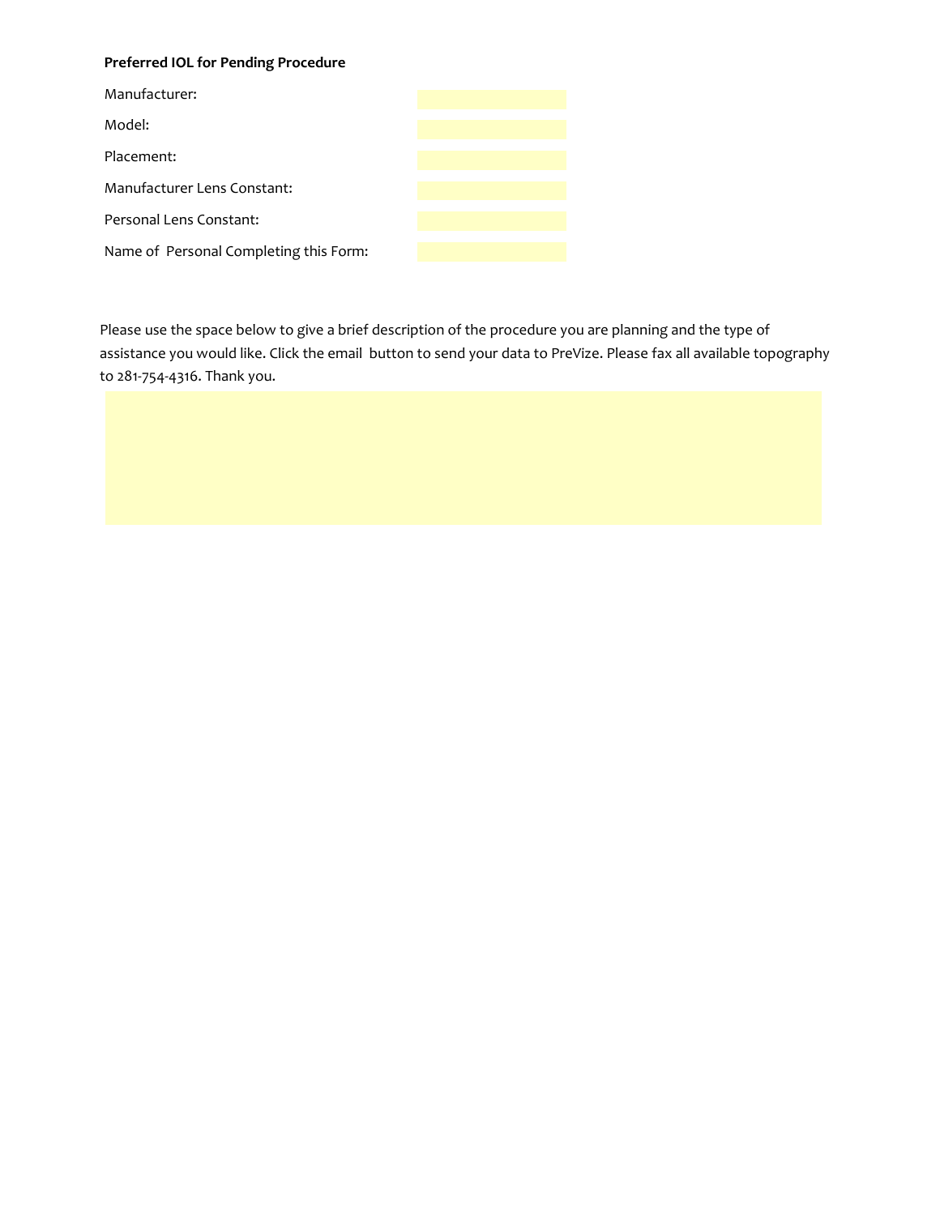**Preferred IOL for Pending Procedure**

Manufacturer:

Model:

Placement:

Manufacturer Lens Constant:

Personal Lens Constant:

Name of Personal Completing this Form:

Please use the space below to give a brief description of the procedure you are planning and the type of assistance you would like. Click the email button to send your data to PreVize. Please fax all available topography to 281-754-4316. Thank you.